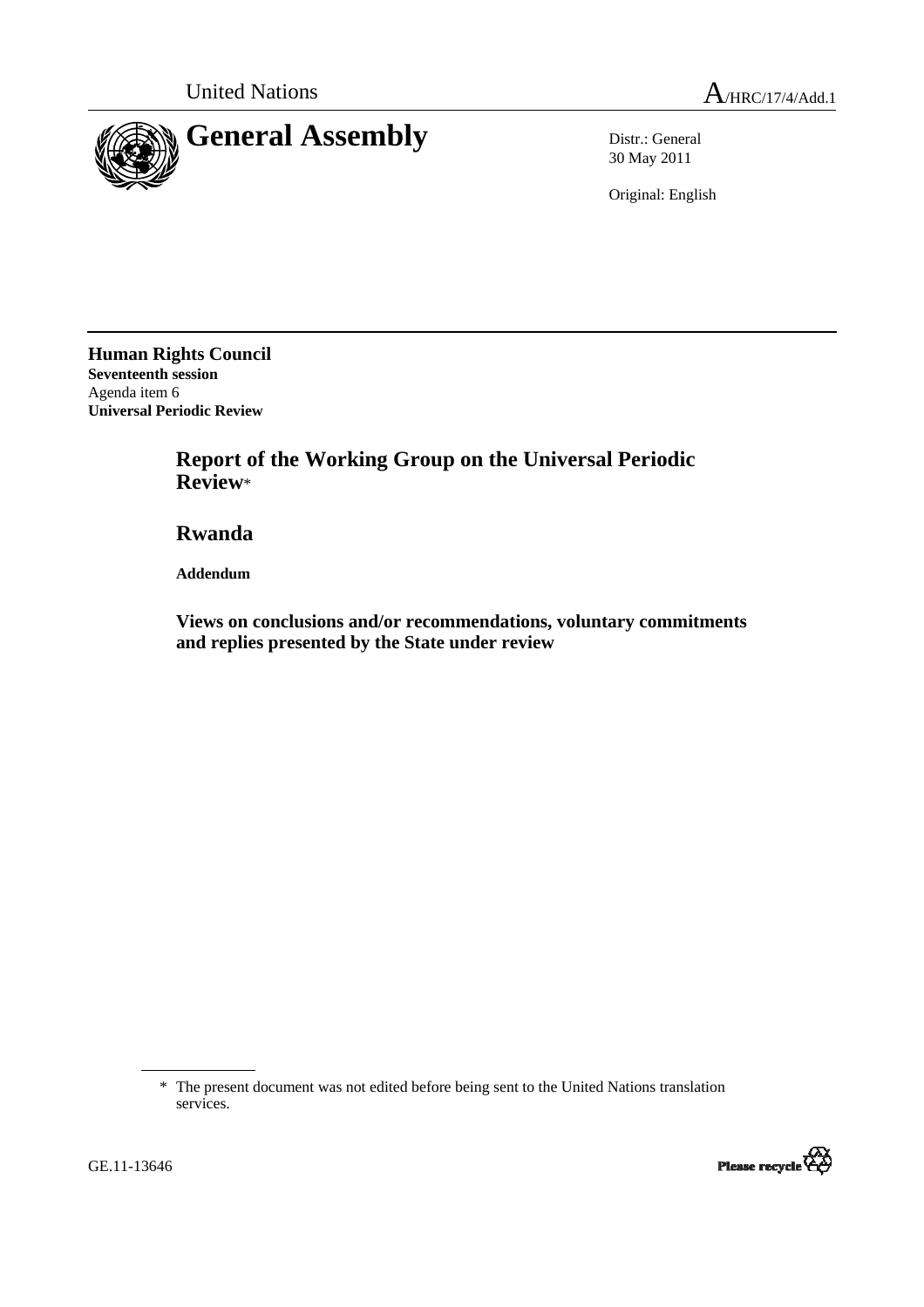United Nations

A/HRC/17/4/Add.1

# General Assembly

Distr.: General
30 May 2011

Original: English

**Human Rights Council**
**Seventeenth session**
Agenda item 6
**Universal Periodic Review**

## Report of the Working Group on the Universal Periodic Review*

## Rwanda

**Addendum**

### Views on conclusions and/or recommendations, voluntary commitments and replies presented by the State under review

\* The present document was not edited before being sent to the United Nations translation services.

GE.11-13646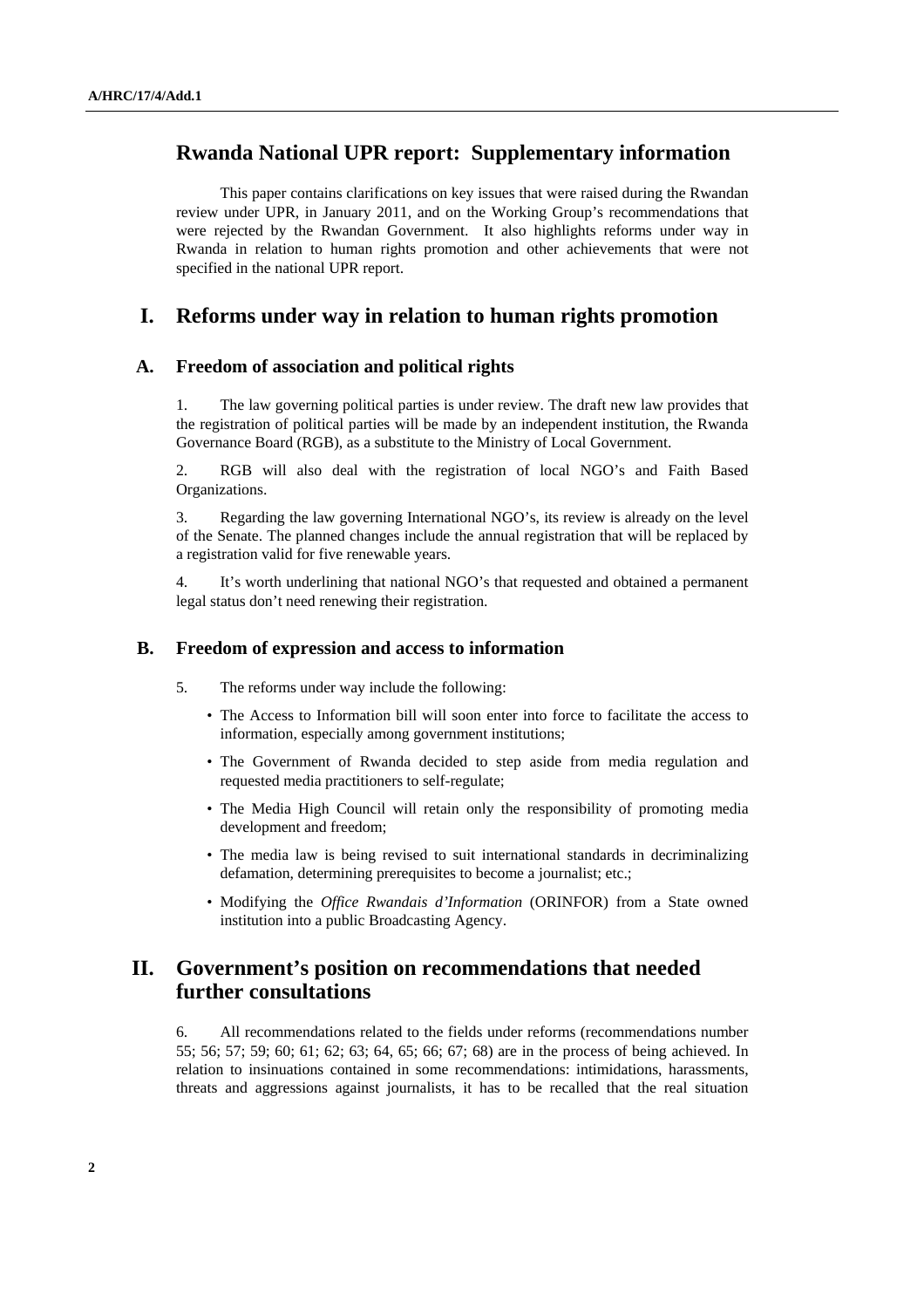# Rwanda National UPR report: Supplementary information

This paper contains clarifications on key issues that were raised during the Rwandan review under UPR, in January 2011, and on the Working Group's recommendations that were rejected by the Rwandan Government. It also highlights reforms under way in Rwanda in relation to human rights promotion and other achievements that were not specified in the national UPR report.

## I. Reforms under way in relation to human rights promotion

### A. Freedom of association and political rights

1. The law governing political parties is under review. The draft new law provides that the registration of political parties will be made by an independent institution, the Rwanda Governance Board (RGB), as a substitute to the Ministry of Local Government.

2. RGB will also deal with the registration of local NGO's and Faith Based Organizations.

3. Regarding the law governing International NGO's, its review is already on the level of the Senate. The planned changes include the annual registration that will be replaced by a registration valid for five renewable years.

4. It's worth underlining that national NGO's that requested and obtained a permanent legal status don't need renewing their registration.

### B. Freedom of expression and access to information

5. The reforms under way include the following:

- The Access to Information bill will soon enter into force to facilitate the access to information, especially among government institutions;
- The Government of Rwanda decided to step aside from media regulation and requested media practitioners to self-regulate;
- The Media High Council will retain only the responsibility of promoting media development and freedom;
- The media law is being revised to suit international standards in decriminalizing defamation, determining prerequisites to become a journalist; etc.;
- Modifying the *Office Rwandais d'Information* (ORINFOR) from a State owned institution into a public Broadcasting Agency.

## II. Government's position on recommendations that needed further consultations

6. All recommendations related to the fields under reforms (recommendations number 55; 56; 57; 59; 60; 61; 62; 63; 64, 65; 66; 67; 68) are in the process of being achieved. In relation to insinuations contained in some recommendations: intimidations, harassments, threats and aggressions against journalists, it has to be recalled that the real situation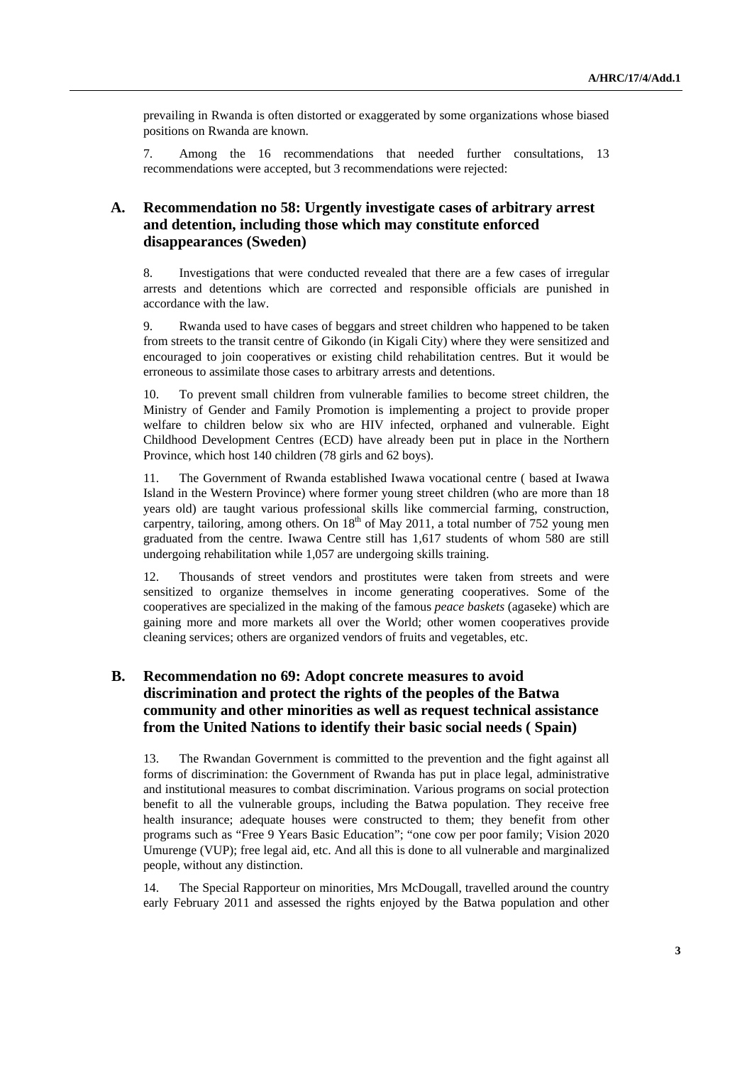prevailing in Rwanda is often distorted or exaggerated by some organizations whose biased positions on Rwanda are known.

7. Among the 16 recommendations that needed further consultations, 13 recommendations were accepted, but 3 recommendations were rejected:

## A. Recommendation no 58: Urgently investigate cases of arbitrary arrest and detention, including those which may constitute enforced disappearances (Sweden)

8. Investigations that were conducted revealed that there are a few cases of irregular arrests and detentions which are corrected and responsible officials are punished in accordance with the law.

9. Rwanda used to have cases of beggars and street children who happened to be taken from streets to the transit centre of Gikondo (in Kigali City) where they were sensitized and encouraged to join cooperatives or existing child rehabilitation centres. But it would be erroneous to assimilate those cases to arbitrary arrests and detentions.

10. To prevent small children from vulnerable families to become street children, the Ministry of Gender and Family Promotion is implementing a project to provide proper welfare to children below six who are HIV infected, orphaned and vulnerable. Eight Childhood Development Centres (ECD) have already been put in place in the Northern Province, which host 140 children (78 girls and 62 boys).

11. The Government of Rwanda established Iwawa vocational centre ( based at Iwawa Island in the Western Province) where former young street children (who are more than 18 years old) are taught various professional skills like commercial farming, construction, carpentry, tailoring, among others. On 18th of May 2011, a total number of 752 young men graduated from the centre. Iwawa Centre still has 1,617 students of whom 580 are still undergoing rehabilitation while 1,057 are undergoing skills training.

12. Thousands of street vendors and prostitutes were taken from streets and were sensitized to organize themselves in income generating cooperatives. Some of the cooperatives are specialized in the making of the famous *peace baskets* (agaseke) which are gaining more and more markets all over the World; other women cooperatives provide cleaning services; others are organized vendors of fruits and vegetables, etc.

## B. Recommendation no 69: Adopt concrete measures to avoid discrimination and protect the rights of the peoples of the Batwa community and other minorities as well as request technical assistance from the United Nations to identify their basic social needs ( Spain)

13. The Rwandan Government is committed to the prevention and the fight against all forms of discrimination: the Government of Rwanda has put in place legal, administrative and institutional measures to combat discrimination. Various programs on social protection benefit to all the vulnerable groups, including the Batwa population. They receive free health insurance; adequate houses were constructed to them; they benefit from other programs such as "Free 9 Years Basic Education"; "one cow per poor family; Vision 2020 Umurenge (VUP); free legal aid, etc. And all this is done to all vulnerable and marginalized people, without any distinction.

14. The Special Rapporteur on minorities, Mrs McDougall, travelled around the country early February 2011 and assessed the rights enjoyed by the Batwa population and other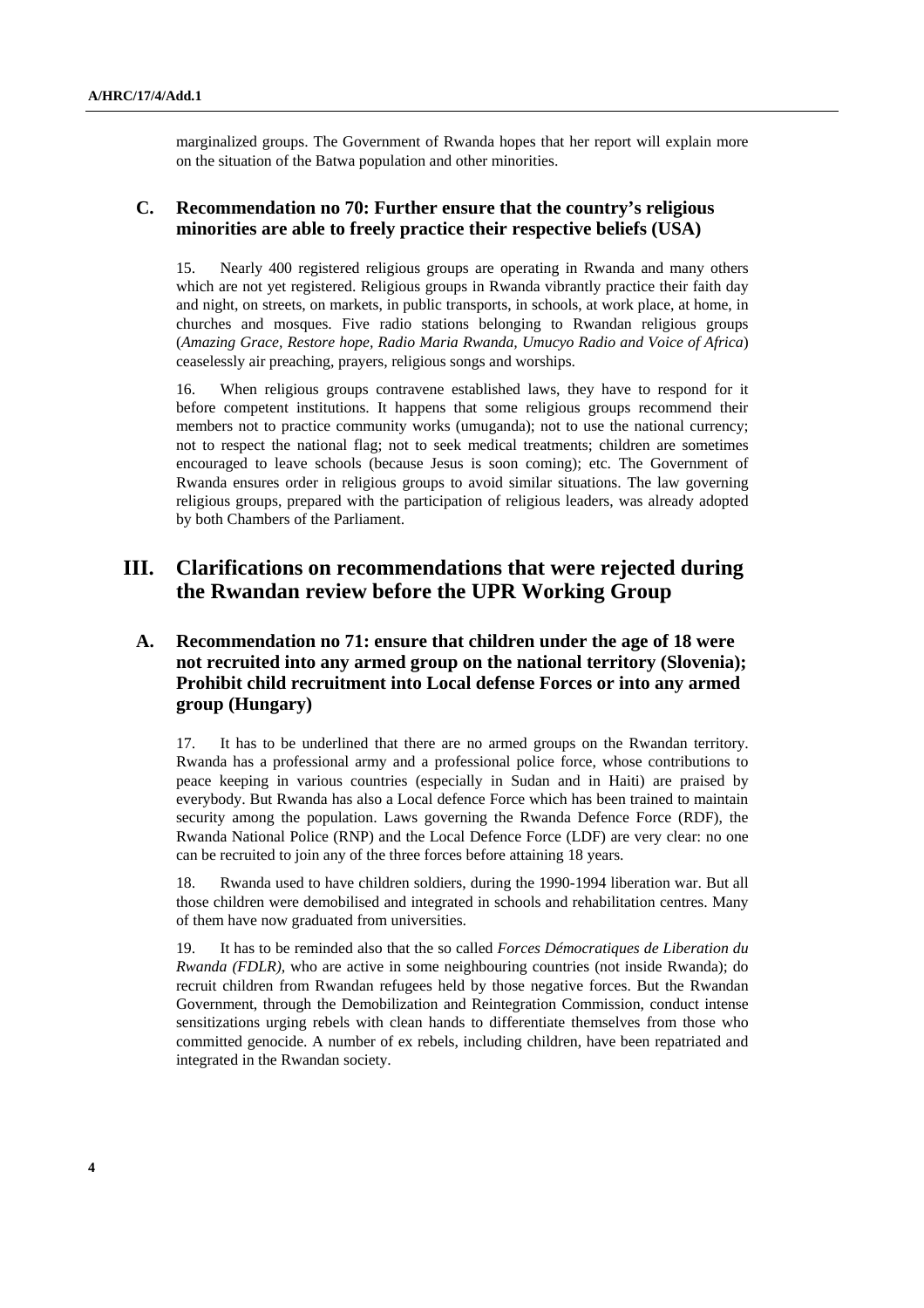marginalized groups. The Government of Rwanda hopes that her report will explain more on the situation of the Batwa population and other minorities.

### C. Recommendation no 70: Further ensure that the country's religious minorities are able to freely practice their respective beliefs (USA)

15. Nearly 400 registered religious groups are operating in Rwanda and many others which are not yet registered. Religious groups in Rwanda vibrantly practice their faith day and night, on streets, on markets, in public transports, in schools, at work place, at home, in churches and mosques. Five radio stations belonging to Rwandan religious groups (*Amazing Grace, Restore hope, Radio Maria Rwanda, Umucyo Radio and Voice of Africa*) ceaselessly air preaching, prayers, religious songs and worships.

16. When religious groups contravene established laws, they have to respond for it before competent institutions. It happens that some religious groups recommend their members not to practice community works (umuganda); not to use the national currency; not to respect the national flag; not to seek medical treatments; children are sometimes encouraged to leave schools (because Jesus is soon coming); etc. The Government of Rwanda ensures order in religious groups to avoid similar situations. The law governing religious groups, prepared with the participation of religious leaders, was already adopted by both Chambers of the Parliament.

## III. Clarifications on recommendations that were rejected during the Rwandan review before the UPR Working Group

### A. Recommendation no 71: ensure that children under the age of 18 were not recruited into any armed group on the national territory (Slovenia); Prohibit child recruitment into Local defense Forces or into any armed group (Hungary)

17. It has to be underlined that there are no armed groups on the Rwandan territory. Rwanda has a professional army and a professional police force, whose contributions to peace keeping in various countries (especially in Sudan and in Haiti) are praised by everybody. But Rwanda has also a Local defence Force which has been trained to maintain security among the population. Laws governing the Rwanda Defence Force (RDF), the Rwanda National Police (RNP) and the Local Defence Force (LDF) are very clear: no one can be recruited to join any of the three forces before attaining 18 years.

18. Rwanda used to have children soldiers, during the 1990-1994 liberation war. But all those children were demobilised and integrated in schools and rehabilitation centres. Many of them have now graduated from universities.

19. It has to be reminded also that the so called *Forces Démocratiques de Liberation du Rwanda (FDLR)*, who are active in some neighbouring countries (not inside Rwanda); do recruit children from Rwandan refugees held by those negative forces. But the Rwandan Government, through the Demobilization and Reintegration Commission, conduct intense sensitizations urging rebels with clean hands to differentiate themselves from those who committed genocide. A number of ex rebels, including children, have been repatriated and integrated in the Rwandan society.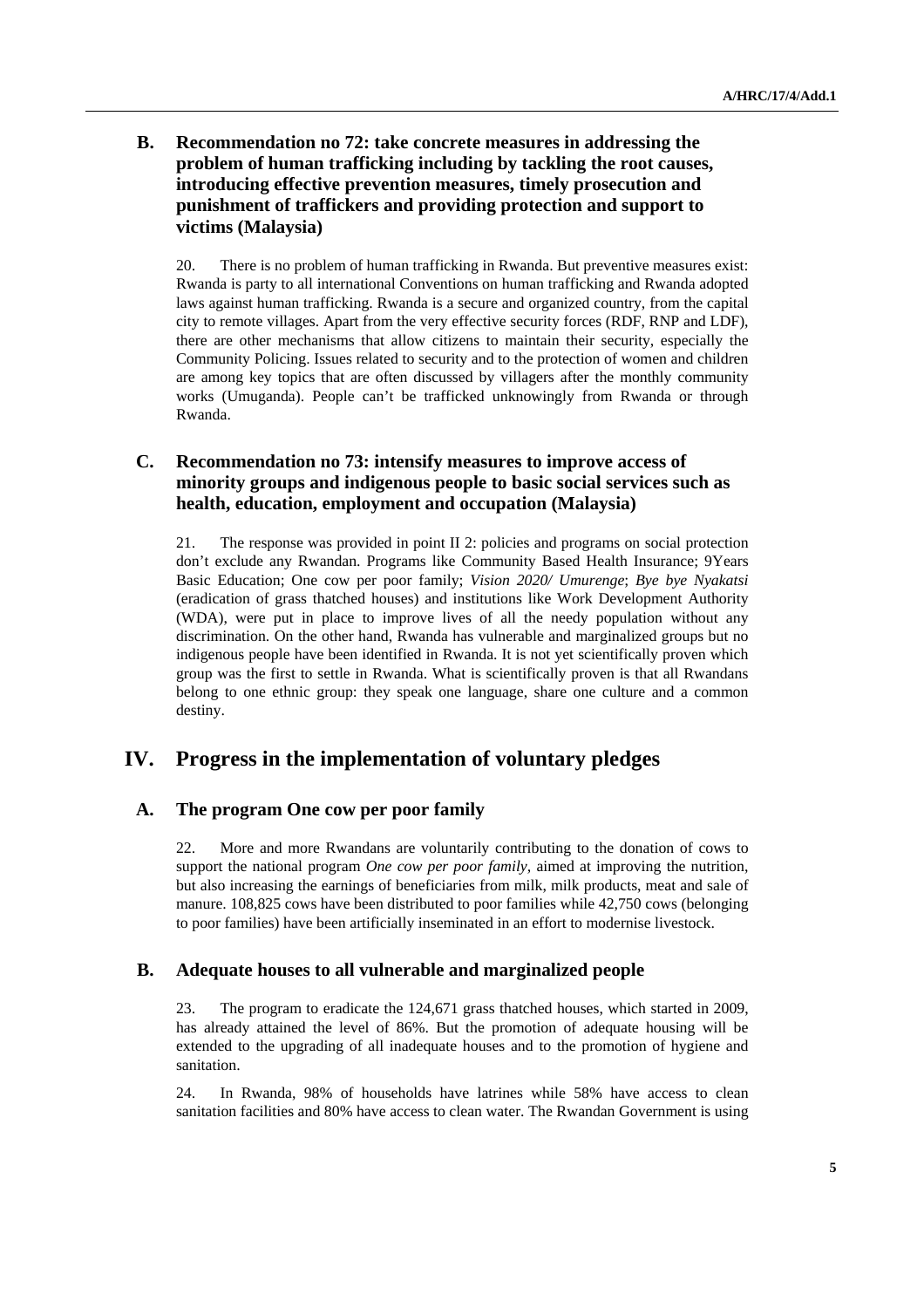### B. Recommendation no 72: take concrete measures in addressing the problem of human trafficking including by tackling the root causes, introducing effective prevention measures, timely prosecution and punishment of traffickers and providing protection and support to victims (Malaysia)

20. There is no problem of human trafficking in Rwanda. But preventive measures exist: Rwanda is party to all international Conventions on human trafficking and Rwanda adopted laws against human trafficking. Rwanda is a secure and organized country, from the capital city to remote villages. Apart from the very effective security forces (RDF, RNP and LDF), there are other mechanisms that allow citizens to maintain their security, especially the Community Policing. Issues related to security and to the protection of women and children are among key topics that are often discussed by villagers after the monthly community works (Umuganda). People can't be trafficked unknowingly from Rwanda or through Rwanda.

### C. Recommendation no 73: intensify measures to improve access of minority groups and indigenous people to basic social services such as health, education, employment and occupation (Malaysia)

21. The response was provided in point II 2: policies and programs on social protection don't exclude any Rwandan. Programs like Community Based Health Insurance; 9Years Basic Education; One cow per poor family; *Vision 2020/ Umurenge*; *Bye bye Nyakatsi* (eradication of grass thatched houses) and institutions like Work Development Authority (WDA), were put in place to improve lives of all the needy population without any discrimination. On the other hand, Rwanda has vulnerable and marginalized groups but no indigenous people have been identified in Rwanda. It is not yet scientifically proven which group was the first to settle in Rwanda. What is scientifically proven is that all Rwandans belong to one ethnic group: they speak one language, share one culture and a common destiny.

## IV. Progress in the implementation of voluntary pledges

### A. The program One cow per poor family

22. More and more Rwandans are voluntarily contributing to the donation of cows to support the national program *One cow per poor family,* aimed at improving the nutrition, but also increasing the earnings of beneficiaries from milk, milk products, meat and sale of manure. 108,825 cows have been distributed to poor families while 42,750 cows (belonging to poor families) have been artificially inseminated in an effort to modernise livestock.

### B. Adequate houses to all vulnerable and marginalized people

23. The program to eradicate the 124,671 grass thatched houses, which started in 2009, has already attained the level of 86%. But the promotion of adequate housing will be extended to the upgrading of all inadequate houses and to the promotion of hygiene and sanitation.

24. In Rwanda, 98% of households have latrines while 58% have access to clean sanitation facilities and 80% have access to clean water. The Rwandan Government is using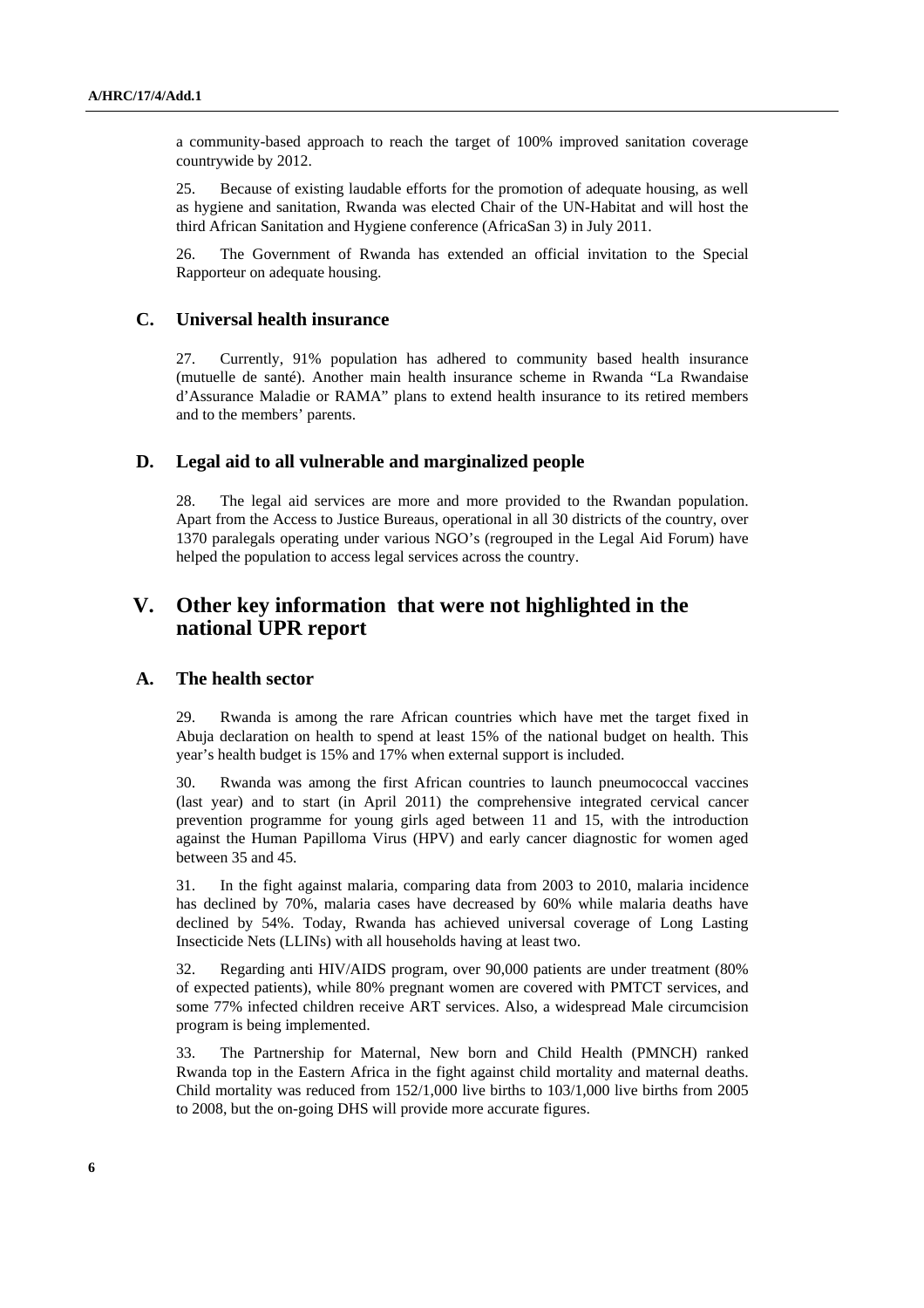a community-based approach to reach the target of 100% improved sanitation coverage countrywide by 2012.

25. Because of existing laudable efforts for the promotion of adequate housing, as well as hygiene and sanitation, Rwanda was elected Chair of the UN-Habitat and will host the third African Sanitation and Hygiene conference (AfricaSan 3) in July 2011.

26. The Government of Rwanda has extended an official invitation to the Special Rapporteur on adequate housing.

### C. Universal health insurance

27. Currently, 91% population has adhered to community based health insurance (mutuelle de santé). Another main health insurance scheme in Rwanda "La Rwandaise d'Assurance Maladie or RAMA" plans to extend health insurance to its retired members and to the members' parents.

### D. Legal aid to all vulnerable and marginalized people

28. The legal aid services are more and more provided to the Rwandan population. Apart from the Access to Justice Bureaus, operational in all 30 districts of the country, over 1370 paralegals operating under various NGO's (regrouped in the Legal Aid Forum) have helped the population to access legal services across the country.

## V. Other key information that were not highlighted in the national UPR report

### A. The health sector

29. Rwanda is among the rare African countries which have met the target fixed in Abuja declaration on health to spend at least 15% of the national budget on health. This year's health budget is 15% and 17% when external support is included.

30. Rwanda was among the first African countries to launch pneumococcal vaccines (last year) and to start (in April 2011) the comprehensive integrated cervical cancer prevention programme for young girls aged between 11 and 15, with the introduction against the Human Papilloma Virus (HPV) and early cancer diagnostic for women aged between 35 and 45.

31. In the fight against malaria, comparing data from 2003 to 2010, malaria incidence has declined by 70%, malaria cases have decreased by 60% while malaria deaths have declined by 54%. Today, Rwanda has achieved universal coverage of Long Lasting Insecticide Nets (LLINs) with all households having at least two.

32. Regarding anti HIV/AIDS program, over 90,000 patients are under treatment (80% of expected patients), while 80% pregnant women are covered with PMTCT services, and some 77% infected children receive ART services. Also, a widespread Male circumcision program is being implemented.

33. The Partnership for Maternal, New born and Child Health (PMNCH) ranked Rwanda top in the Eastern Africa in the fight against child mortality and maternal deaths. Child mortality was reduced from 152/1,000 live births to 103/1,000 live births from 2005 to 2008, but the on-going DHS will provide more accurate figures.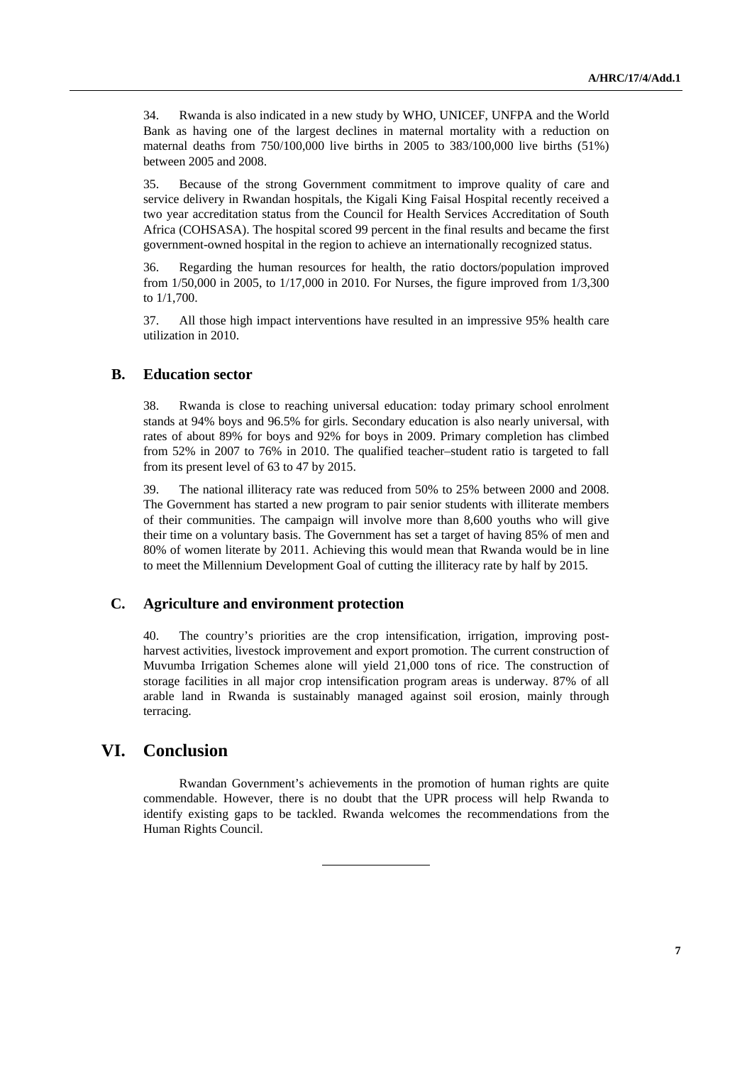34. Rwanda is also indicated in a new study by WHO, UNICEF, UNFPA and the World Bank as having one of the largest declines in maternal mortality with a reduction on maternal deaths from 750/100,000 live births in 2005 to 383/100,000 live births (51%) between 2005 and 2008.

35. Because of the strong Government commitment to improve quality of care and service delivery in Rwandan hospitals, the Kigali King Faisal Hospital recently received a two year accreditation status from the Council for Health Services Accreditation of South Africa (COHSASA). The hospital scored 99 percent in the final results and became the first government-owned hospital in the region to achieve an internationally recognized status.

36. Regarding the human resources for health, the ratio doctors/population improved from 1/50,000 in 2005, to 1/17,000 in 2010. For Nurses, the figure improved from 1/3,300 to 1/1,700.

37. All those high impact interventions have resulted in an impressive 95% health care utilization in 2010.

## B. Education sector

38. Rwanda is close to reaching universal education: today primary school enrolment stands at 94% boys and 96.5% for girls. Secondary education is also nearly universal, with rates of about 89% for boys and 92% for boys in 2009. Primary completion has climbed from 52% in 2007 to 76% in 2010. The qualified teacher–student ratio is targeted to fall from its present level of 63 to 47 by 2015.

39. The national illiteracy rate was reduced from 50% to 25% between 2000 and 2008. The Government has started a new program to pair senior students with illiterate members of their communities. The campaign will involve more than 8,600 youths who will give their time on a voluntary basis. The Government has set a target of having 85% of men and 80% of women literate by 2011. Achieving this would mean that Rwanda would be in line to meet the Millennium Development Goal of cutting the illiteracy rate by half by 2015.

## C. Agriculture and environment protection

40. The country's priorities are the crop intensification, irrigation, improving post-harvest activities, livestock improvement and export promotion. The current construction of Muvumba Irrigation Schemes alone will yield 21,000 tons of rice. The construction of storage facilities in all major crop intensification program areas is underway. 87% of all arable land in Rwanda is sustainably managed against soil erosion, mainly through terracing.

# VI. Conclusion

Rwandan Government's achievements in the promotion of human rights are quite commendable. However, there is no doubt that the UPR process will help Rwanda to identify existing gaps to be tackled. Rwanda welcomes the recommendations from the Human Rights Council.